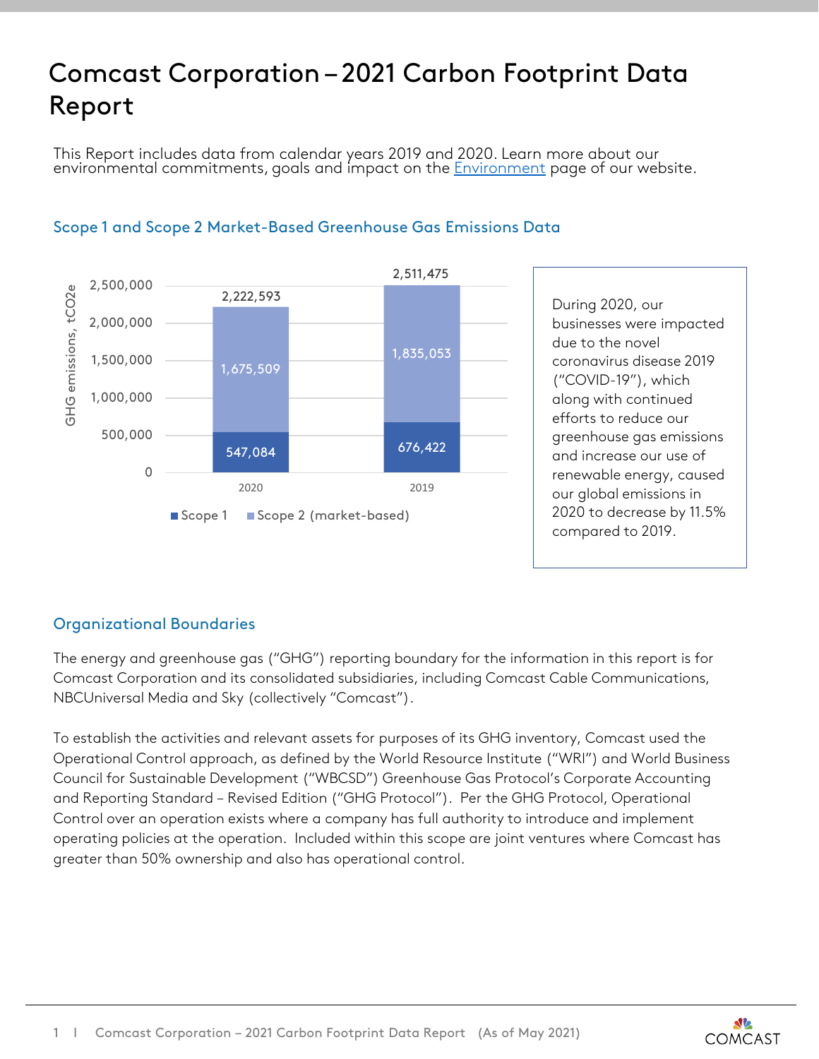# Comcast Corporation – 2021 Carbon Footprint Data Report

This Report includes data from calendar years 2019 and 2020. Learn more about our environmental commitments, goals and impact on the Environment page of our website.

## Scope 1 and Scope 2 Market-Based Greenhouse Gas Emissions Data

| GHG emissions, $tCO_2e$ | 2020 | 2019 |
|---|---|---|
| Scope 1 | 547,084 | 676,422 |
| Scope 2 (market-based) | 1,675,509 | 1,835,053 |
| Total | 2,222,593 | 2,511,475 |

During 2020, our businesses were impacted due to the novel coronavirus disease 2019 ("COVID-19"), which along with continued efforts to reduce our greenhouse gas emissions and increase our use of renewable energy, caused our global emissions in 2020 to decrease by 11.5% compared to 2019.

## Organizational Boundaries

The energy and greenhouse gas ("GHG") reporting boundary for the information in this report is for Comcast Corporation and its consolidated subsidiaries, including Comcast Cable Communications, NBCUniversal Media and Sky (collectively "Comcast").

To establish the activities and relevant assets for purposes of its GHG inventory, Comcast used the Operational Control approach, as defined by the World Resource Institute ("WRI") and World Business Council for Sustainable Development ("WBCSD") Greenhouse Gas Protocol's Corporate Accounting and Reporting Standard – Revised Edition ("GHG Protocol"). Per the GHG Protocol, Operational Control over an operation exists where a company has full authority to introduce and implement operating policies at the operation. Included within this scope are joint ventures where Comcast has greater than 50% ownership and also has operational control.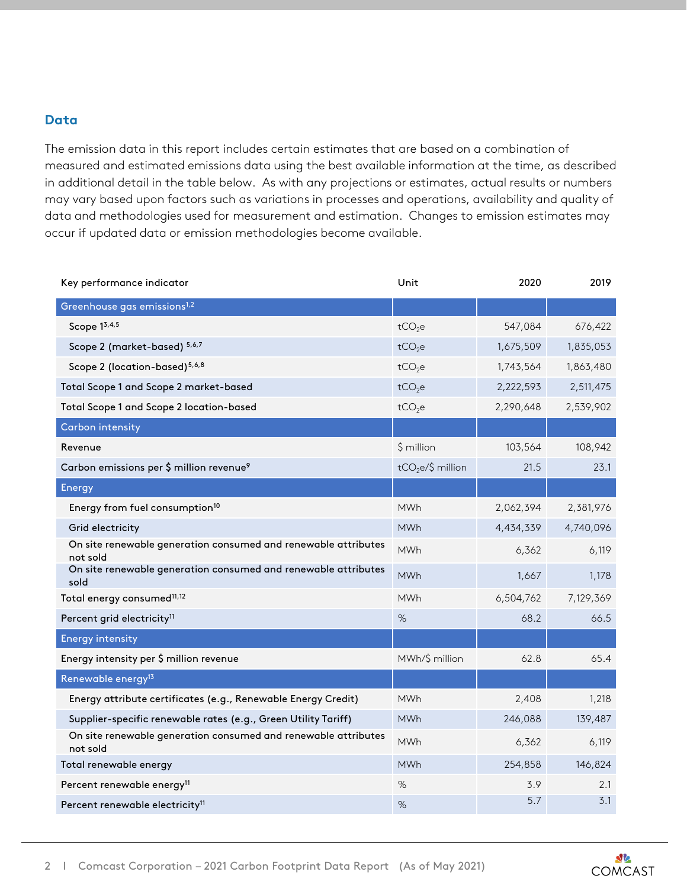## Data

The emission data in this report includes certain estimates that are based on a combination of measured and estimated emissions data using the best available information at the time, as described in additional detail in the table below. As with any projections or estimates, actual results or numbers may vary based upon factors such as variations in processes and operations, availability and quality of data and methodologies used for measurement and estimation. Changes to emission estimates may occur if updated data or emission methodologies become available.

| Key performance indicator | Unit | 2020 | 2019 |
|---|---|---|---|
| Greenhouse gas emissions[1,2] | | | |
| Scope 1[3,4,5] | $tCO_2e$ | 547,084 | 676,422 |
| Scope 2 (market-based)[5,6,7] | $tCO_2e$ | 1,675,509 | 1,835,053 |
| Scope 2 (location-based)[5,6,8] | $tCO_2e$ | 1,743,564 | 1,863,480 |
| Total Scope 1 and Scope 2 market-based | $tCO_2e$ | 2,222,593 | 2,511,475 |
| Total Scope 1 and Scope 2 location-based | $tCO_2e$ | 2,290,648 | 2,539,902 |
| Carbon intensity | | | |
| Revenue | $ million | 103,564 | 108,942 |
| Carbon emissions per $ million revenue[9] | $tCO_2e$/$ million | 21.5 | 23.1 |
| Energy | | | |
| Energy from fuel consumption[10] | MWh | 2,062,394 | 2,381,976 |
| Grid electricity | MWh | 4,434,339 | 4,740,096 |
| On site renewable generation consumed and renewable attributes not sold | MWh | 6,362 | 6,119 |
| On site renewable generation consumed and renewable attributes sold | MWh | 1,667 | 1,178 |
| Total energy consumed[11,12] | MWh | 6,504,762 | 7,129,369 |
| Percent grid electricity[11] | % | 68.2 | 66.5 |
| Energy intensity | | | |
| Energy intensity per $ million revenue | MWh/$ million | 62.8 | 65.4 |
| Renewable energy[13] | | | |
| Energy attribute certificates (e.g., Renewable Energy Credit) | MWh | 2,408 | 1,218 |
| Supplier-specific renewable rates (e.g., Green Utility Tariff) | MWh | 246,088 | 139,487 |
| On site renewable generation consumed and renewable attributes not sold | MWh | 6,362 | 6,119 |
| Total renewable energy | MWh | 254,858 | 146,824 |
| Percent renewable energy[11] | % | 3.9 | 2.1 |
| Percent renewable electricity[11] | % | 5.7 | 3.1 |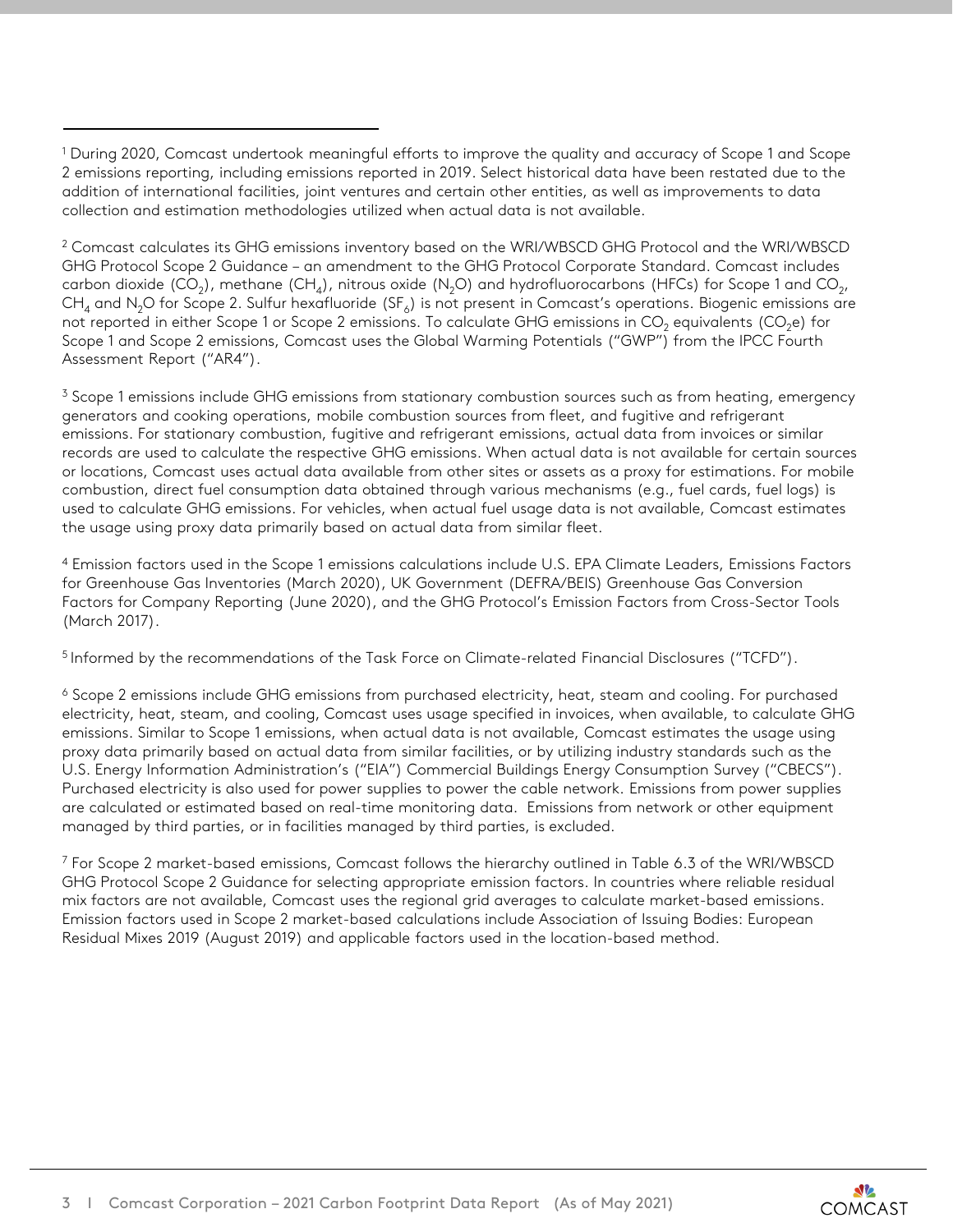[1] During 2020, Comcast undertook meaningful efforts to improve the quality and accuracy of Scope 1 and Scope 2 emissions reporting, including emissions reported in 2019. Select historical data have been restated due to the addition of international facilities, joint ventures and certain other entities, as well as improvements to data collection and estimation methodologies utilized when actual data is not available.

[2] Comcast calculates its GHG emissions inventory based on the WRI/WBSCD GHG Protocol and the WRI/WBSCD GHG Protocol Scope 2 Guidance – an amendment to the GHG Protocol Corporate Standard. Comcast includes carbon dioxide ($CO_2$), methane ($CH_4$), nitrous oxide ($N_2O$) and hydrofluorocarbons (HFCs) for Scope 1 and $CO_2$, $CH_4$ and $N_2O$ for Scope 2. Sulfur hexafluoride ($SF_6$) is not present in Comcast's operations. Biogenic emissions are not reported in either Scope 1 or Scope 2 emissions. To calculate GHG emissions in $CO_2$ equivalents ($CO_2e$) for Scope 1 and Scope 2 emissions, Comcast uses the Global Warming Potentials ("GWP") from the IPCC Fourth Assessment Report ("AR4").

[3] Scope 1 emissions include GHG emissions from stationary combustion sources such as from heating, emergency generators and cooking operations, mobile combustion sources from fleet, and fugitive and refrigerant emissions. For stationary combustion, fugitive and refrigerant emissions, actual data from invoices or similar records are used to calculate the respective GHG emissions. When actual data is not available for certain sources or locations, Comcast uses actual data available from other sites or assets as a proxy for estimations. For mobile combustion, direct fuel consumption data obtained through various mechanisms (e.g., fuel cards, fuel logs) is used to calculate GHG emissions. For vehicles, when actual fuel usage data is not available, Comcast estimates the usage using proxy data primarily based on actual data from similar fleet.

[4] Emission factors used in the Scope 1 emissions calculations include U.S. EPA Climate Leaders, Emissions Factors for Greenhouse Gas Inventories (March 2020), UK Government (DEFRA/BEIS) Greenhouse Gas Conversion Factors for Company Reporting (June 2020), and the GHG Protocol's Emission Factors from Cross-Sector Tools (March 2017).

[5] Informed by the recommendations of the Task Force on Climate-related Financial Disclosures ("TCFD").

[6] Scope 2 emissions include GHG emissions from purchased electricity, heat, steam and cooling. For purchased electricity, heat, steam, and cooling, Comcast uses usage specified in invoices, when available, to calculate GHG emissions. Similar to Scope 1 emissions, when actual data is not available, Comcast estimates the usage using proxy data primarily based on actual data from similar facilities, or by utilizing industry standards such as the U.S. Energy Information Administration's ("EIA") Commercial Buildings Energy Consumption Survey ("CBECS"). Purchased electricity is also used for power supplies to power the cable network. Emissions from power supplies are calculated or estimated based on real-time monitoring data. Emissions from network or other equipment managed by third parties, or in facilities managed by third parties, is excluded.

[7] For Scope 2 market-based emissions, Comcast follows the hierarchy outlined in Table 6.3 of the WRI/WBSCD GHG Protocol Scope 2 Guidance for selecting appropriate emission factors. In countries where reliable residual mix factors are not available, Comcast uses the regional grid averages to calculate market-based emissions. Emission factors used in Scope 2 market-based calculations include Association of Issuing Bodies: European Residual Mixes 2019 (August 2019) and applicable factors used in the location-based method.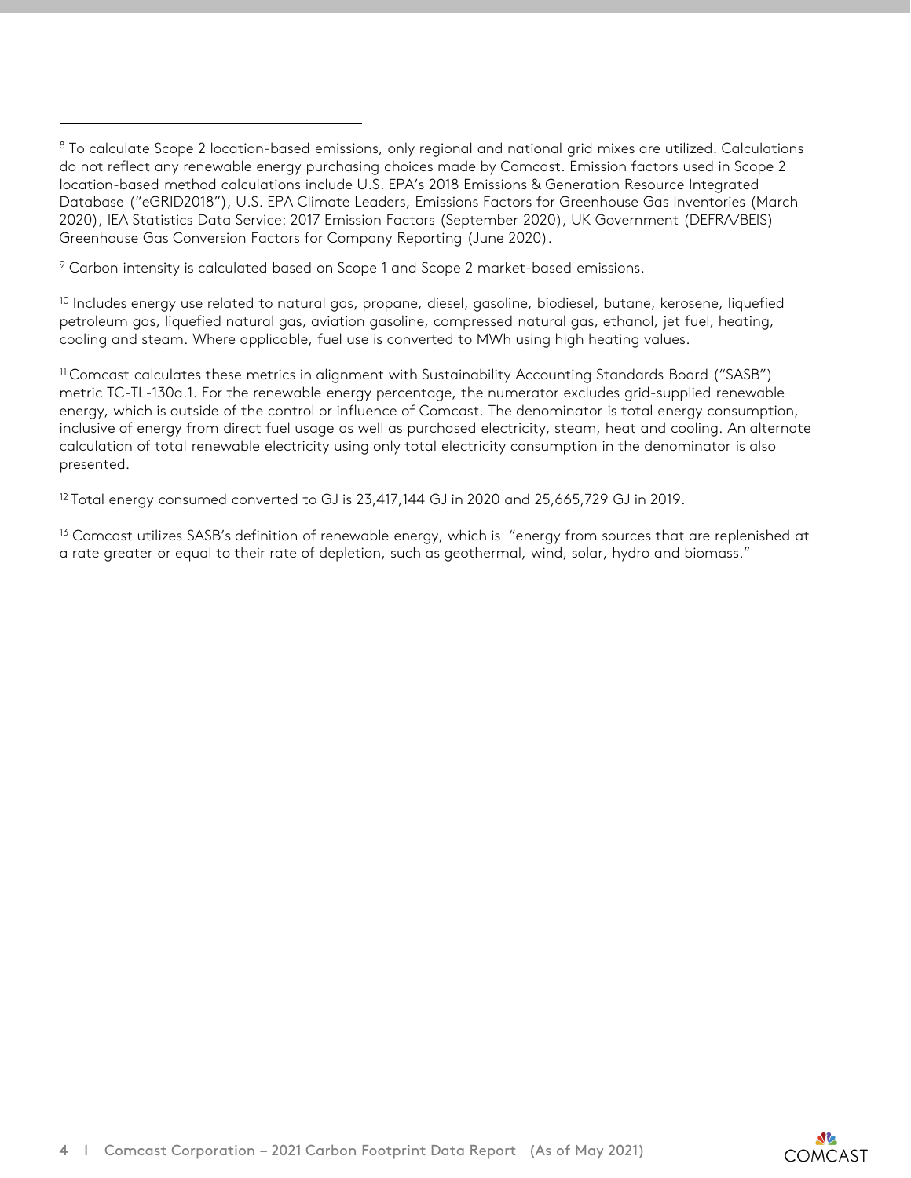[8] To calculate Scope 2 location-based emissions, only regional and national grid mixes are utilized. Calculations do not reflect any renewable energy purchasing choices made by Comcast. Emission factors used in Scope 2 location-based method calculations include U.S. EPA's 2018 Emissions & Generation Resource Integrated Database ("eGRID2018"), U.S. EPA Climate Leaders, Emissions Factors for Greenhouse Gas Inventories (March 2020), IEA Statistics Data Service: 2017 Emission Factors (September 2020), UK Government (DEFRA/BEIS) Greenhouse Gas Conversion Factors for Company Reporting (June 2020).

[9] Carbon intensity is calculated based on Scope 1 and Scope 2 market-based emissions.

[10] Includes energy use related to natural gas, propane, diesel, gasoline, biodiesel, butane, kerosene, liquefied petroleum gas, liquefied natural gas, aviation gasoline, compressed natural gas, ethanol, jet fuel, heating, cooling and steam. Where applicable, fuel use is converted to MWh using high heating values.

[11] Comcast calculates these metrics in alignment with Sustainability Accounting Standards Board ("SASB") metric TC-TL-130a.1. For the renewable energy percentage, the numerator excludes grid-supplied renewable energy, which is outside of the control or influence of Comcast. The denominator is total energy consumption, inclusive of energy from direct fuel usage as well as purchased electricity, steam, heat and cooling. An alternate calculation of total renewable electricity using only total electricity consumption in the denominator is also presented.

[12] Total energy consumed converted to GJ is 23,417,144 GJ in 2020 and 25,665,729 GJ in 2019.

[13] Comcast utilizes SASB's definition of renewable energy, which is "energy from sources that are replenished at a rate greater or equal to their rate of depletion, such as geothermal, wind, solar, hydro and biomass."